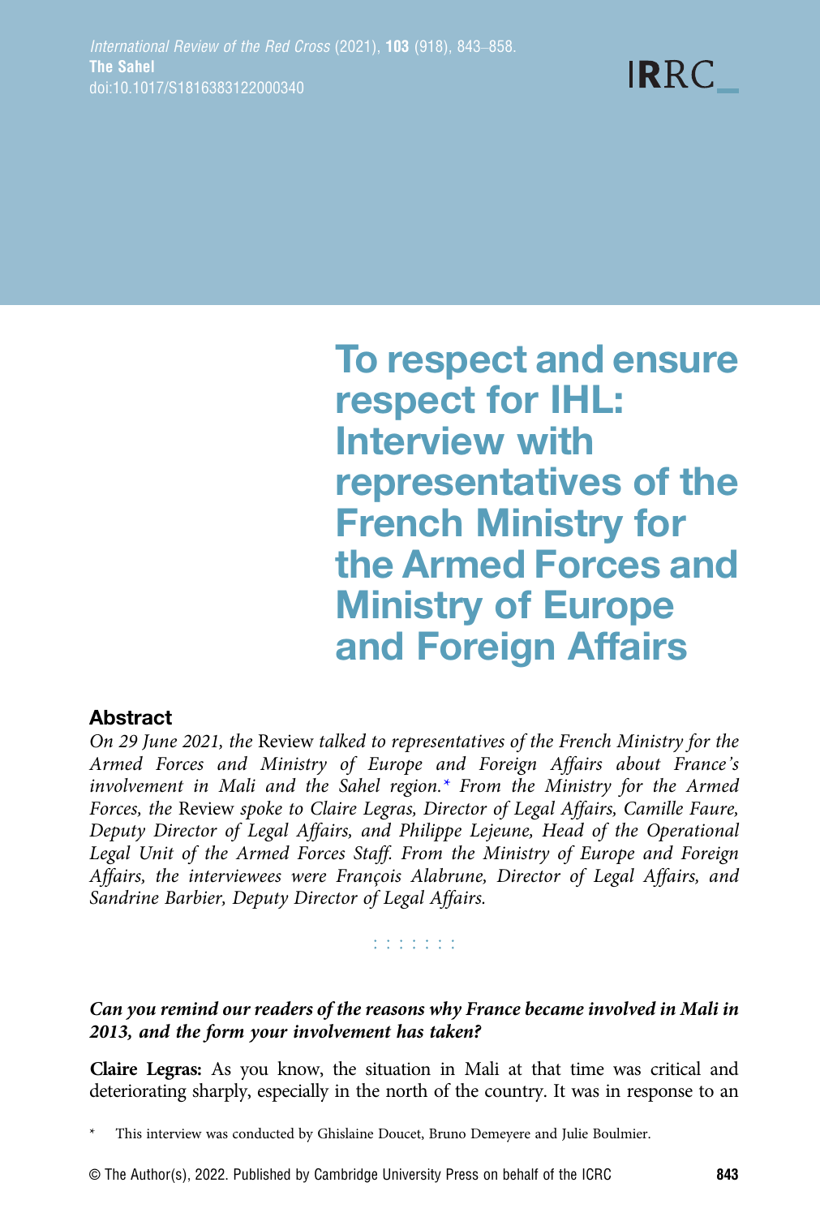# To respect and ensure respect for IHL: Interview with representatives of the French Ministry for the Armed Forces and Ministry of Europe and Foreign Affairs

## Abstract

*On 29 June 2021, the* Review *talked to representatives of the French Ministry for the Armed Forces and Ministry of Europe and Foreign Affairs about France's involvement in Mali and the Sahel region.* * *From the Ministry for the Armed Forces, the* Review *spoke to Claire Legras, Director of Legal Affairs, Camille Faure, Deputy Director of Legal Affairs, and Philippe Lejeune, Head of the Operational Legal Unit of the Armed Forces Staff. From the Ministry of Europe and Foreign Affairs, the interviewees were François Alabrune, Director of Legal Affairs, and Sandrine Barbier, Deputy Director of Legal Affairs.*

: : : : : : :

***Can you remind our readers of the reasons why France became involved in Mali in 2013, and the form your involvement has taken?***

**Claire Legras:** As you know, the situation in Mali at that time was critical and deteriorating sharply, especially in the north of the country. It was in response to an

\* This interview was conducted by Ghislaine Doucet, Bruno Demeyere and Julie Boulmier.

© The Author(s), 2022. Published by Cambridge University Press on behalf of the ICRC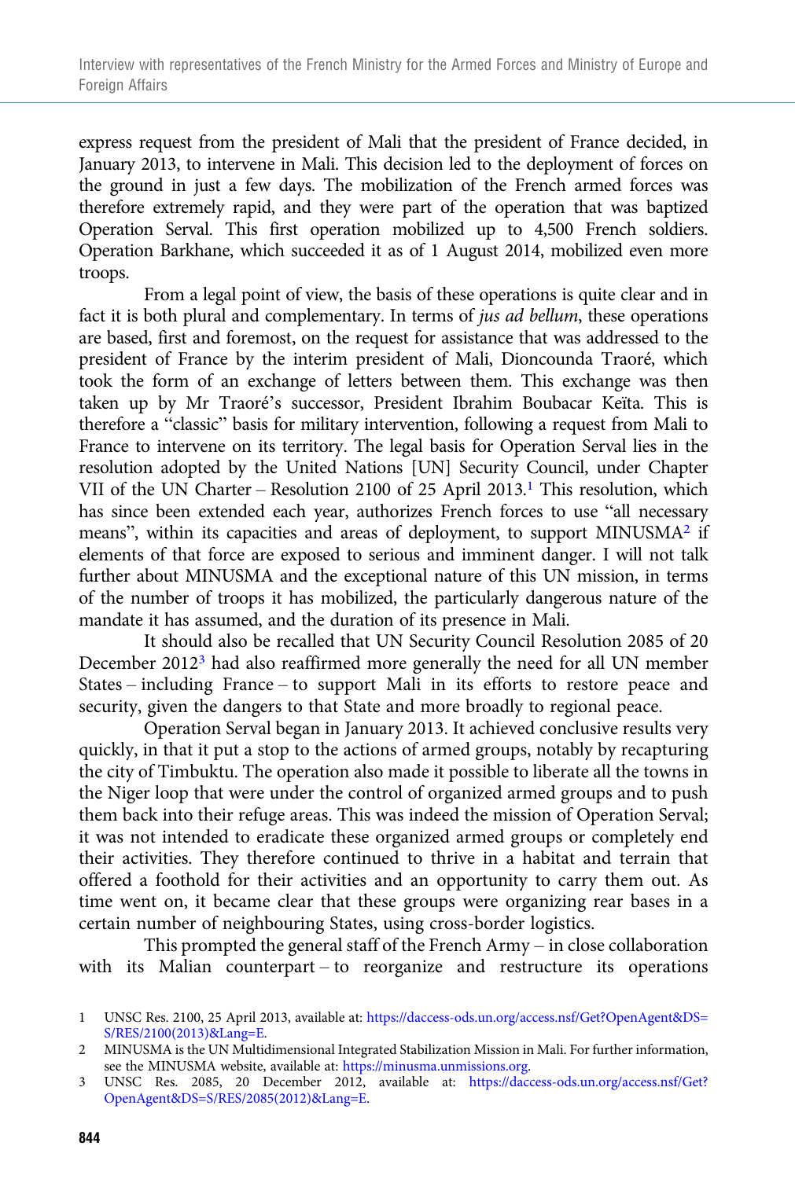express request from the president of Mali that the president of France decided, in January 2013, to intervene in Mali. This decision led to the deployment of forces on the ground in just a few days. The mobilization of the French armed forces was therefore extremely rapid, and they were part of the operation that was baptized Operation Serval. This first operation mobilized up to 4,500 French soldiers. Operation Barkhane, which succeeded it as of 1 August 2014, mobilized even more troops.

From a legal point of view, the basis of these operations is quite clear and in fact it is both plural and complementary. In terms of *jus ad bellum*, these operations are based, first and foremost, on the request for assistance that was addressed to the president of France by the interim president of Mali, Dioncounda Traoré, which took the form of an exchange of letters between them. This exchange was then taken up by Mr Traoré's successor, President Ibrahim Boubacar Keïta. This is therefore a "classic" basis for military intervention, following a request from Mali to France to intervene on its territory. The legal basis for Operation Serval lies in the resolution adopted by the United Nations [UN] Security Council, under Chapter VII of the UN Charter – Resolution 2100 of 25 April 2013.[1] This resolution, which has since been extended each year, authorizes French forces to use "all necessary means", within its capacities and areas of deployment, to support MINUSMA[2] if elements of that force are exposed to serious and imminent danger. I will not talk further about MINUSMA and the exceptional nature of this UN mission, in terms of the number of troops it has mobilized, the particularly dangerous nature of the mandate it has assumed, and the duration of its presence in Mali.

It should also be recalled that UN Security Council Resolution 2085 of 20 December 2012[3] had also reaffirmed more generally the need for all UN member States – including France – to support Mali in its efforts to restore peace and security, given the dangers to that State and more broadly to regional peace.

Operation Serval began in January 2013. It achieved conclusive results very quickly, in that it put a stop to the actions of armed groups, notably by recapturing the city of Timbuktu. The operation also made it possible to liberate all the towns in the Niger loop that were under the control of organized armed groups and to push them back into their refuge areas. This was indeed the mission of Operation Serval; it was not intended to eradicate these organized armed groups or completely end their activities. They therefore continued to thrive in a habitat and terrain that offered a foothold for their activities and an opportunity to carry them out. As time went on, it became clear that these groups were organizing rear bases in a certain number of neighbouring States, using cross-border logistics.

This prompted the general staff of the French Army – in close collaboration with its Malian counterpart – to reorganize and restructure its operations

1 UNSC Res. 2100, 25 April 2013, available at: https://daccess-ods.un.org/access.nsf/Get?OpenAgent&DS=S/RES/2100(2013)&Lang=E.

2 MINUSMA is the UN Multidimensional Integrated Stabilization Mission in Mali. For further information, see the MINUSMA website, available at: https://minusma.unmissions.org.

3 UNSC Res. 2085, 20 December 2012, available at: https://daccess-ods.un.org/access.nsf/Get?OpenAgent&DS=S/RES/2085(2012)&Lang=E.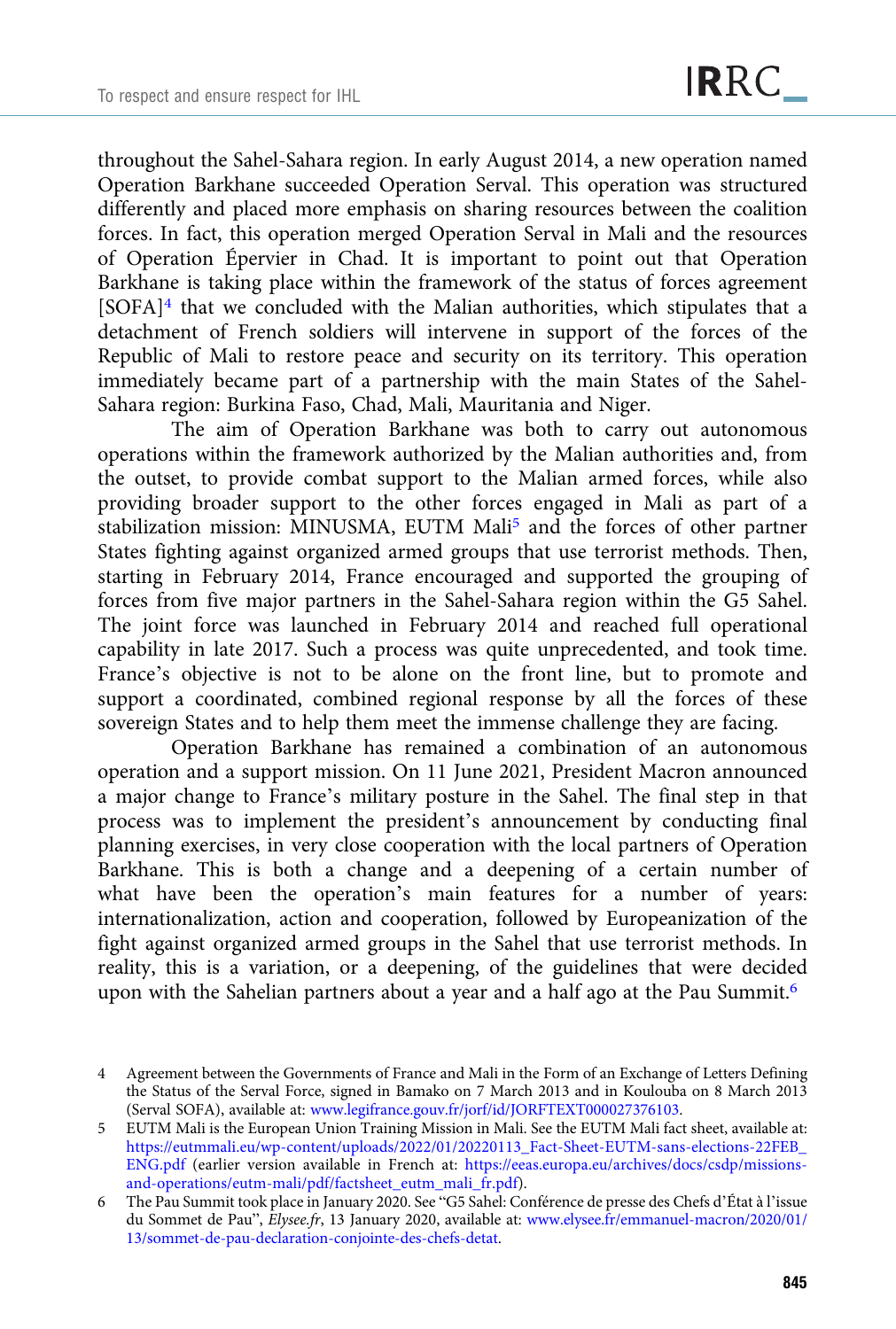throughout the Sahel-Sahara region. In early August 2014, a new operation named Operation Barkhane succeeded Operation Serval. This operation was structured differently and placed more emphasis on sharing resources between the coalition forces. In fact, this operation merged Operation Serval in Mali and the resources of Operation Épervier in Chad. It is important to point out that Operation Barkhane is taking place within the framework of the status of forces agreement [SOFA][4] that we concluded with the Malian authorities, which stipulates that a detachment of French soldiers will intervene in support of the forces of the Republic of Mali to restore peace and security on its territory. This operation immediately became part of a partnership with the main States of the Sahel-Sahara region: Burkina Faso, Chad, Mali, Mauritania and Niger.

The aim of Operation Barkhane was both to carry out autonomous operations within the framework authorized by the Malian authorities and, from the outset, to provide combat support to the Malian armed forces, while also providing broader support to the other forces engaged in Mali as part of a stabilization mission: MINUSMA, EUTM Mali[5] and the forces of other partner States fighting against organized armed groups that use terrorist methods. Then, starting in February 2014, France encouraged and supported the grouping of forces from five major partners in the Sahel-Sahara region within the G5 Sahel. The joint force was launched in February 2014 and reached full operational capability in late 2017. Such a process was quite unprecedented, and took time. France's objective is not to be alone on the front line, but to promote and support a coordinated, combined regional response by all the forces of these sovereign States and to help them meet the immense challenge they are facing.

Operation Barkhane has remained a combination of an autonomous operation and a support mission. On 11 June 2021, President Macron announced a major change to France's military posture in the Sahel. The final step in that process was to implement the president's announcement by conducting final planning exercises, in very close cooperation with the local partners of Operation Barkhane. This is both a change and a deepening of a certain number of what have been the operation's main features for a number of years: internationalization, action and cooperation, followed by Europeanization of the fight against organized armed groups in the Sahel that use terrorist methods. In reality, this is a variation, or a deepening, of the guidelines that were decided upon with the Sahelian partners about a year and a half ago at the Pau Summit.[6]

4 Agreement between the Governments of France and Mali in the Form of an Exchange of Letters Defining the Status of the Serval Force, signed in Bamako on 7 March 2013 and in Koulouba on 8 March 2013 (Serval SOFA), available at: www.legifrance.gouv.fr/jorf/id/JORFTEXT000027376103.

5 EUTM Mali is the European Union Training Mission in Mali. See the EUTM Mali fact sheet, available at: https://eutmmali.eu/wp-content/uploads/2022/01/20220113_Fact-Sheet-EUTM-sans-elections-22FEB_ENG.pdf (earlier version available in French at: https://eeas.europa.eu/archives/docs/csdp/missions-and-operations/eutm-mali/pdf/factsheet_eutm_mali_fr.pdf).

6 The Pau Summit took place in January 2020. See "G5 Sahel: Conférence de presse des Chefs d'État à l'issue du Sommet de Pau", *Elysee.fr*, 13 January 2020, available at: www.elysee.fr/emmanuel-macron/2020/01/13/sommet-de-pau-declaration-conjointe-des-chefs-detat.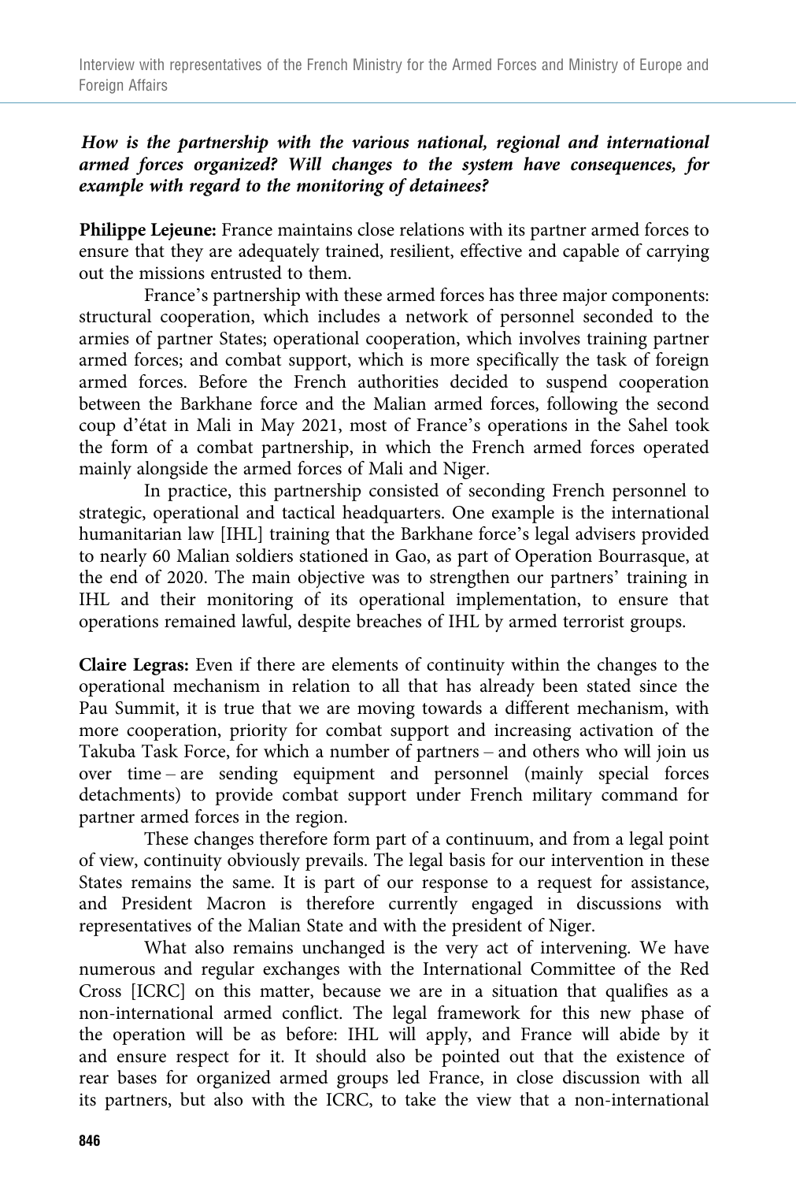***How is the partnership with the various national, regional and international armed forces organized? Will changes to the system have consequences, for example with regard to the monitoring of detainees?***

**Philippe Lejeune:** France maintains close relations with its partner armed forces to ensure that they are adequately trained, resilient, effective and capable of carrying out the missions entrusted to them.

France's partnership with these armed forces has three major components: structural cooperation, which includes a network of personnel seconded to the armies of partner States; operational cooperation, which involves training partner armed forces; and combat support, which is more specifically the task of foreign armed forces. Before the French authorities decided to suspend cooperation between the Barkhane force and the Malian armed forces, following the second coup d'état in Mali in May 2021, most of France's operations in the Sahel took the form of a combat partnership, in which the French armed forces operated mainly alongside the armed forces of Mali and Niger.

In practice, this partnership consisted of seconding French personnel to strategic, operational and tactical headquarters. One example is the international humanitarian law [IHL] training that the Barkhane force's legal advisers provided to nearly 60 Malian soldiers stationed in Gao, as part of Operation Bourrasque, at the end of 2020. The main objective was to strengthen our partners' training in IHL and their monitoring of its operational implementation, to ensure that operations remained lawful, despite breaches of IHL by armed terrorist groups.

**Claire Legras:** Even if there are elements of continuity within the changes to the operational mechanism in relation to all that has already been stated since the Pau Summit, it is true that we are moving towards a different mechanism, with more cooperation, priority for combat support and increasing activation of the Takuba Task Force, for which a number of partners – and others who will join us over time – are sending equipment and personnel (mainly special forces detachments) to provide combat support under French military command for partner armed forces in the region.

These changes therefore form part of a continuum, and from a legal point of view, continuity obviously prevails. The legal basis for our intervention in these States remains the same. It is part of our response to a request for assistance, and President Macron is therefore currently engaged in discussions with representatives of the Malian State and with the president of Niger.

What also remains unchanged is the very act of intervening. We have numerous and regular exchanges with the International Committee of the Red Cross [ICRC] on this matter, because we are in a situation that qualifies as a non-international armed conflict. The legal framework for this new phase of the operation will be as before: IHL will apply, and France will abide by it and ensure respect for it. It should also be pointed out that the existence of rear bases for organized armed groups led France, in close discussion with all its partners, but also with the ICRC, to take the view that a non-international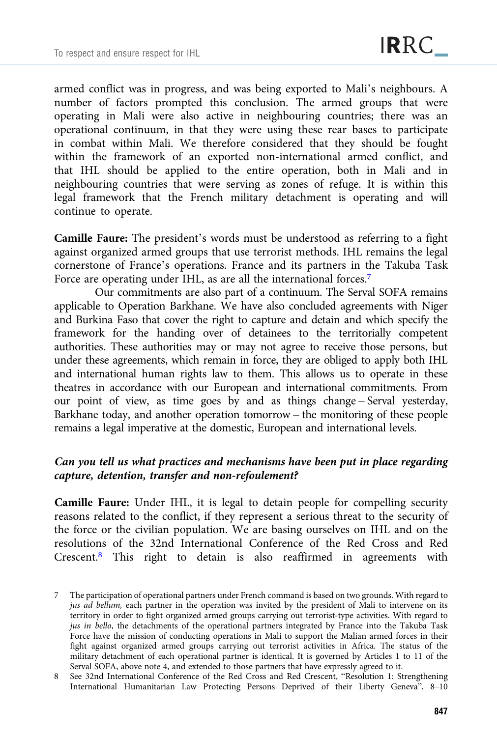armed conflict was in progress, and was being exported to Mali's neighbours. A number of factors prompted this conclusion. The armed groups that were operating in Mali were also active in neighbouring countries; there was an operational continuum, in that they were using these rear bases to participate in combat within Mali. We therefore considered that they should be fought within the framework of an exported non-international armed conflict, and that IHL should be applied to the entire operation, both in Mali and in neighbouring countries that were serving as zones of refuge. It is within this legal framework that the French military detachment is operating and will continue to operate.

**Camille Faure:** The president's words must be understood as referring to a fight against organized armed groups that use terrorist methods. IHL remains the legal cornerstone of France's operations. France and its partners in the Takuba Task Force are operating under IHL, as are all the international forces.[7]

Our commitments are also part of a continuum. The Serval SOFA remains applicable to Operation Barkhane. We have also concluded agreements with Niger and Burkina Faso that cover the right to capture and detain and which specify the framework for the handing over of detainees to the territorially competent authorities. These authorities may or may not agree to receive those persons, but under these agreements, which remain in force, they are obliged to apply both IHL and international human rights law to them. This allows us to operate in these theatres in accordance with our European and international commitments. From our point of view, as time goes by and as things change – Serval yesterday, Barkhane today, and another operation tomorrow – the monitoring of these people remains a legal imperative at the domestic, European and international levels.

***Can you tell us what practices and mechanisms have been put in place regarding capture, detention, transfer and non-refoulement?***

**Camille Faure:** Under IHL, it is legal to detain people for compelling security reasons related to the conflict, if they represent a serious threat to the security of the force or the civilian population. We are basing ourselves on IHL and on the resolutions of the 32nd International Conference of the Red Cross and Red Crescent.[8] This right to detain is also reaffirmed in agreements with

---

7 The participation of operational partners under French command is based on two grounds. With regard to *jus ad bellum,* each partner in the operation was invited by the president of Mali to intervene on its territory in order to fight organized armed groups carrying out terrorist-type activities. With regard to *jus in bello*, the detachments of the operational partners integrated by France into the Takuba Task Force have the mission of conducting operations in Mali to support the Malian armed forces in their fight against organized armed groups carrying out terrorist activities in Africa. The status of the military detachment of each operational partner is identical. It is governed by Articles 1 to 11 of the Serval SOFA, above note 4, and extended to those partners that have expressly agreed to it.

8 See 32nd International Conference of the Red Cross and Red Crescent, "Resolution 1: Strengthening International Humanitarian Law Protecting Persons Deprived of their Liberty Geneva", 8–10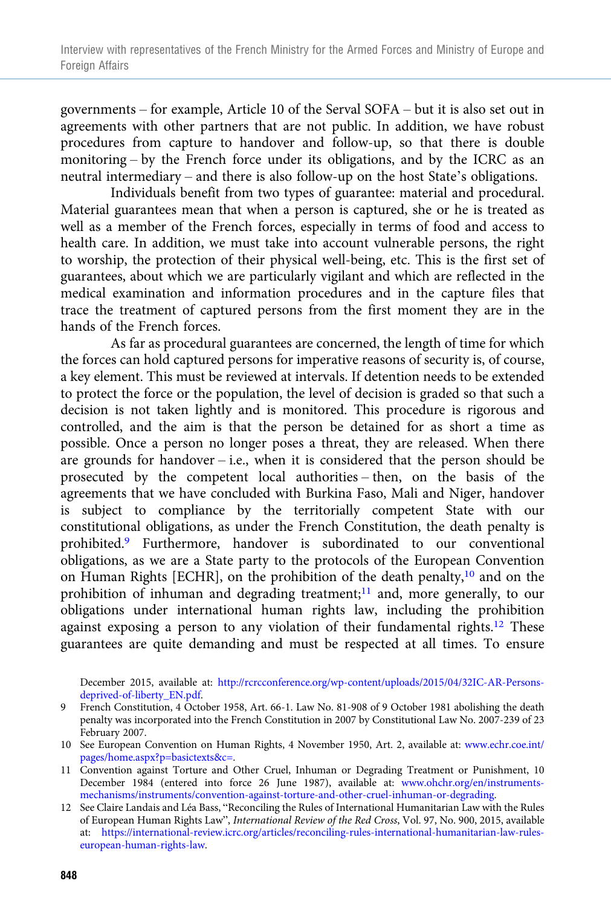governments – for example, Article 10 of the Serval SOFA – but it is also set out in agreements with other partners that are not public. In addition, we have robust procedures from capture to handover and follow-up, so that there is double monitoring – by the French force under its obligations, and by the ICRC as an neutral intermediary – and there is also follow-up on the host State's obligations.

Individuals benefit from two types of guarantee: material and procedural. Material guarantees mean that when a person is captured, she or he is treated as well as a member of the French forces, especially in terms of food and access to health care. In addition, we must take into account vulnerable persons, the right to worship, the protection of their physical well-being, etc. This is the first set of guarantees, about which we are particularly vigilant and which are reflected in the medical examination and information procedures and in the capture files that trace the treatment of captured persons from the first moment they are in the hands of the French forces.

As far as procedural guarantees are concerned, the length of time for which the forces can hold captured persons for imperative reasons of security is, of course, a key element. This must be reviewed at intervals. If detention needs to be extended to protect the force or the population, the level of decision is graded so that such a decision is not taken lightly and is monitored. This procedure is rigorous and controlled, and the aim is that the person be detained for as short a time as possible. Once a person no longer poses a threat, they are released. When there are grounds for handover – i.e., when it is considered that the person should be prosecuted by the competent local authorities – then, on the basis of the agreements that we have concluded with Burkina Faso, Mali and Niger, handover is subject to compliance by the territorially competent State with our constitutional obligations, as under the French Constitution, the death penalty is prohibited.[9] Furthermore, handover is subordinated to our conventional obligations, as we are a State party to the protocols of the European Convention on Human Rights [ECHR], on the prohibition of the death penalty,[10] and on the prohibition of inhuman and degrading treatment;[11] and, more generally, to our obligations under international human rights law, including the prohibition against exposing a person to any violation of their fundamental rights.[12] These guarantees are quite demanding and must be respected at all times. To ensure

December 2015, available at: http://rcrcconference.org/wp-content/uploads/2015/04/32IC-AR-Persons-deprived-of-liberty_EN.pdf.

9 French Constitution, 4 October 1958, Art. 66-1. Law No. 81-908 of 9 October 1981 abolishing the death penalty was incorporated into the French Constitution in 2007 by Constitutional Law No. 2007-239 of 23 February 2007.

10 See European Convention on Human Rights, 4 November 1950, Art. 2, available at: www.echr.coe.int/pages/home.aspx?p=basictexts&c=.

11 Convention against Torture and Other Cruel, Inhuman or Degrading Treatment or Punishment, 10 December 1984 (entered into force 26 June 1987), available at: www.ohchr.org/en/instruments-mechanisms/instruments/convention-against-torture-and-other-cruel-inhuman-or-degrading.

12 See Claire Landais and Léa Bass, "Reconciling the Rules of International Humanitarian Law with the Rules of European Human Rights Law", *International Review of the Red Cross*, Vol. 97, No. 900, 2015, available at: https://international-review.icrc.org/articles/reconciling-rules-international-humanitarian-law-rules-european-human-rights-law.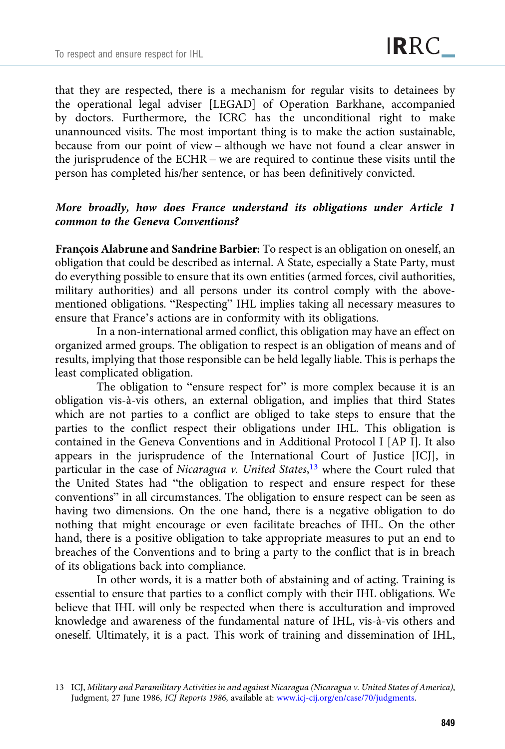that they are respected, there is a mechanism for regular visits to detainees by the operational legal adviser [LEGAD] of Operation Barkhane, accompanied by doctors. Furthermore, the ICRC has the unconditional right to make unannounced visits. The most important thing is to make the action sustainable, because from our point of view – although we have not found a clear answer in the jurisprudence of the ECHR – we are required to continue these visits until the person has completed his/her sentence, or has been definitively convicted.

***More broadly, how does France understand its obligations under Article 1 common to the Geneva Conventions?***

**François Alabrune and Sandrine Barbier:** To respect is an obligation on oneself, an obligation that could be described as internal. A State, especially a State Party, must do everything possible to ensure that its own entities (armed forces, civil authorities, military authorities) and all persons under its control comply with the above-mentioned obligations. "Respecting" IHL implies taking all necessary measures to ensure that France's actions are in conformity with its obligations.

In a non-international armed conflict, this obligation may have an effect on organized armed groups. The obligation to respect is an obligation of means and of results, implying that those responsible can be held legally liable. This is perhaps the least complicated obligation.

The obligation to "ensure respect for" is more complex because it is an obligation vis-à-vis others, an external obligation, and implies that third States which are not parties to a conflict are obliged to take steps to ensure that the parties to the conflict respect their obligations under IHL. This obligation is contained in the Geneva Conventions and in Additional Protocol I [AP I]. It also appears in the jurisprudence of the International Court of Justice [ICJ], in particular in the case of *Nicaragua v. United States*,[13] where the Court ruled that the United States had "the obligation to respect and ensure respect for these conventions" in all circumstances. The obligation to ensure respect can be seen as having two dimensions. On the one hand, there is a negative obligation to do nothing that might encourage or even facilitate breaches of IHL. On the other hand, there is a positive obligation to take appropriate measures to put an end to breaches of the Conventions and to bring a party to the conflict that is in breach of its obligations back into compliance.

In other words, it is a matter both of abstaining and of acting. Training is essential to ensure that parties to a conflict comply with their IHL obligations. We believe that IHL will only be respected when there is acculturation and improved knowledge and awareness of the fundamental nature of IHL, vis-à-vis others and oneself. Ultimately, it is a pact. This work of training and dissemination of IHL,

13 ICJ, *Military and Paramilitary Activities in and against Nicaragua (Nicaragua v. United States of America)*, Judgment, 27 June 1986, *ICJ Reports 1986*, available at: www.icj-cij.org/en/case/70/judgments.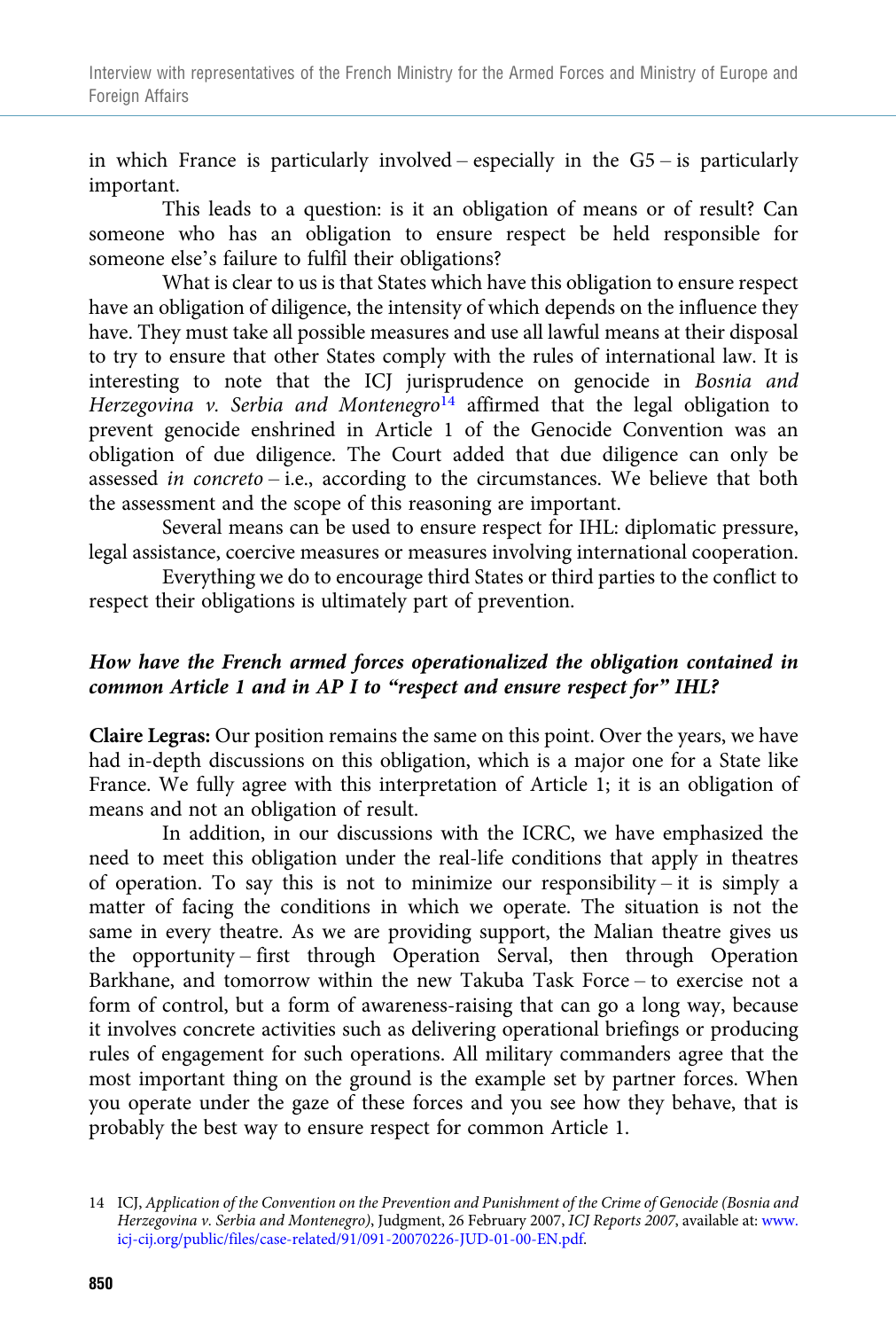in which France is particularly involved – especially in the G5 – is particularly important.

This leads to a question: is it an obligation of means or of result? Can someone who has an obligation to ensure respect be held responsible for someone else's failure to fulfil their obligations?

What is clear to us is that States which have this obligation to ensure respect have an obligation of diligence, the intensity of which depends on the influence they have. They must take all possible measures and use all lawful means at their disposal to try to ensure that other States comply with the rules of international law. It is interesting to note that the ICJ jurisprudence on genocide in *Bosnia and Herzegovina v. Serbia and Montenegro*[14] affirmed that the legal obligation to prevent genocide enshrined in Article 1 of the Genocide Convention was an obligation of due diligence. The Court added that due diligence can only be assessed *in concreto* – i.e., according to the circumstances. We believe that both the assessment and the scope of this reasoning are important.

Several means can be used to ensure respect for IHL: diplomatic pressure, legal assistance, coercive measures or measures involving international cooperation.

Everything we do to encourage third States or third parties to the conflict to respect their obligations is ultimately part of prevention.

***How have the French armed forces operationalized the obligation contained in common Article 1 and in AP I to "respect and ensure respect for" IHL?***

**Claire Legras:** Our position remains the same on this point. Over the years, we have had in-depth discussions on this obligation, which is a major one for a State like France. We fully agree with this interpretation of Article 1; it is an obligation of means and not an obligation of result.

In addition, in our discussions with the ICRC, we have emphasized the need to meet this obligation under the real-life conditions that apply in theatres of operation. To say this is not to minimize our responsibility – it is simply a matter of facing the conditions in which we operate. The situation is not the same in every theatre. As we are providing support, the Malian theatre gives us the opportunity – first through Operation Serval, then through Operation Barkhane, and tomorrow within the new Takuba Task Force – to exercise not a form of control, but a form of awareness-raising that can go a long way, because it involves concrete activities such as delivering operational briefings or producing rules of engagement for such operations. All military commanders agree that the most important thing on the ground is the example set by partner forces. When you operate under the gaze of these forces and you see how they behave, that is probably the best way to ensure respect for common Article 1.

14 ICJ, *Application of the Convention on the Prevention and Punishment of the Crime of Genocide (Bosnia and Herzegovina v. Serbia and Montenegro)*, Judgment, 26 February 2007, *ICJ Reports 2007*, available at: www.icj-cij.org/public/files/case-related/91/091-20070226-JUD-01-00-EN.pdf.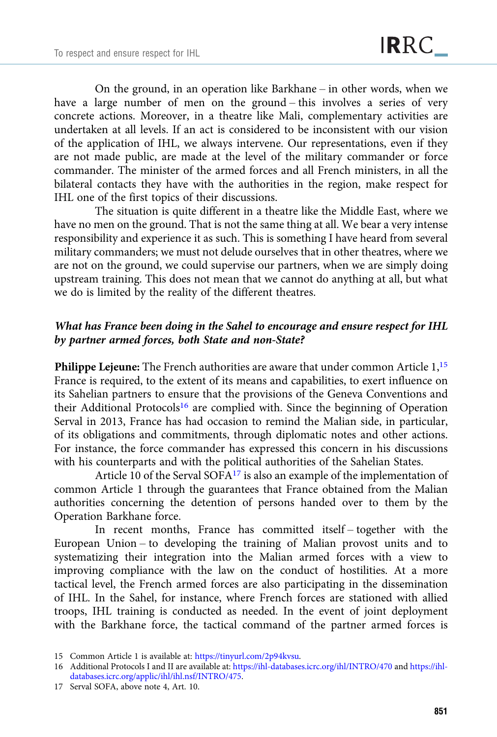On the ground, in an operation like Barkhane – in other words, when we have a large number of men on the ground – this involves a series of very concrete actions. Moreover, in a theatre like Mali, complementary activities are undertaken at all levels. If an act is considered to be inconsistent with our vision of the application of IHL, we always intervene. Our representations, even if they are not made public, are made at the level of the military commander or force commander. The minister of the armed forces and all French ministers, in all the bilateral contacts they have with the authorities in the region, make respect for IHL one of the first topics of their discussions.

The situation is quite different in a theatre like the Middle East, where we have no men on the ground. That is not the same thing at all. We bear a very intense responsibility and experience it as such. This is something I have heard from several military commanders; we must not delude ourselves that in other theatres, where we are not on the ground, we could supervise our partners, when we are simply doing upstream training. This does not mean that we cannot do anything at all, but what we do is limited by the reality of the different theatres.

***What has France been doing in the Sahel to encourage and ensure respect for IHL by partner armed forces, both State and non-State?***

**Philippe Lejeune:** The French authorities are aware that under common Article 1,[15] France is required, to the extent of its means and capabilities, to exert influence on its Sahelian partners to ensure that the provisions of the Geneva Conventions and their Additional Protocols[16] are complied with. Since the beginning of Operation Serval in 2013, France has had occasion to remind the Malian side, in particular, of its obligations and commitments, through diplomatic notes and other actions. For instance, the force commander has expressed this concern in his discussions with his counterparts and with the political authorities of the Sahelian States.

Article 10 of the Serval SOFA[17] is also an example of the implementation of common Article 1 through the guarantees that France obtained from the Malian authorities concerning the detention of persons handed over to them by the Operation Barkhane force.

In recent months, France has committed itself – together with the European Union – to developing the training of Malian provost units and to systematizing their integration into the Malian armed forces with a view to improving compliance with the law on the conduct of hostilities. At a more tactical level, the French armed forces are also participating in the dissemination of IHL. In the Sahel, for instance, where French forces are stationed with allied troops, IHL training is conducted as needed. In the event of joint deployment with the Barkhane force, the tactical command of the partner armed forces is

15 Common Article 1 is available at: https://tinyurl.com/2p94kvsu.

16 Additional Protocols I and II are available at: https://ihl-databases.icrc.org/ihl/INTRO/470 and https://ihl-databases.icrc.org/applic/ihl/ihl.nsf/INTRO/475.

17 Serval SOFA, above note 4, Art. 10.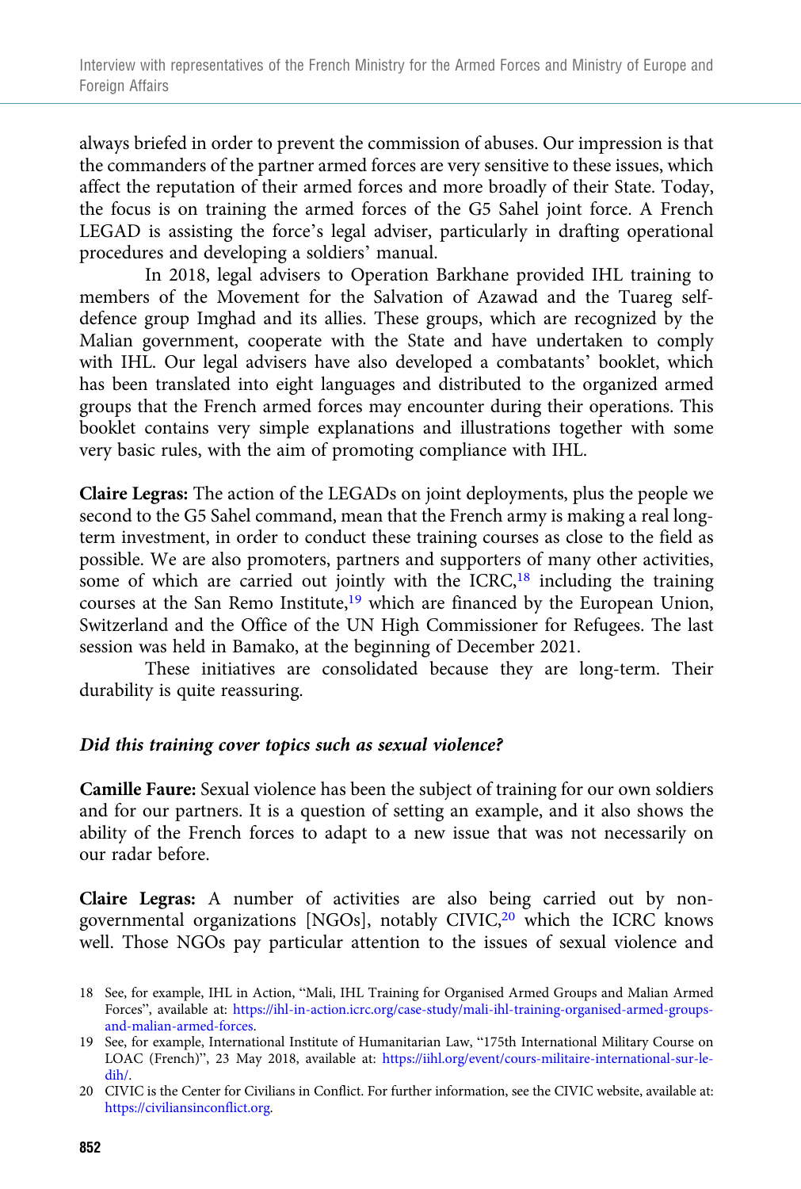always briefed in order to prevent the commission of abuses. Our impression is that the commanders of the partner armed forces are very sensitive to these issues, which affect the reputation of their armed forces and more broadly of their State. Today, the focus is on training the armed forces of the G5 Sahel joint force. A French LEGAD is assisting the force's legal adviser, particularly in drafting operational procedures and developing a soldiers' manual.

In 2018, legal advisers to Operation Barkhane provided IHL training to members of the Movement for the Salvation of Azawad and the Tuareg self-defence group Imghad and its allies. These groups, which are recognized by the Malian government, cooperate with the State and have undertaken to comply with IHL. Our legal advisers have also developed a combatants' booklet, which has been translated into eight languages and distributed to the organized armed groups that the French armed forces may encounter during their operations. This booklet contains very simple explanations and illustrations together with some very basic rules, with the aim of promoting compliance with IHL.

**Claire Legras:** The action of the LEGADs on joint deployments, plus the people we second to the G5 Sahel command, mean that the French army is making a real long-term investment, in order to conduct these training courses as close to the field as possible. We are also promoters, partners and supporters of many other activities, some of which are carried out jointly with the ICRC,[18] including the training courses at the San Remo Institute,[19] which are financed by the European Union, Switzerland and the Office of the UN High Commissioner for Refugees. The last session was held in Bamako, at the beginning of December 2021.

These initiatives are consolidated because they are long-term. Their durability is quite reassuring.

***Did this training cover topics such as sexual violence?***

**Camille Faure:** Sexual violence has been the subject of training for our own soldiers and for our partners. It is a question of setting an example, and it also shows the ability of the French forces to adapt to a new issue that was not necessarily on our radar before.

**Claire Legras:** A number of activities are also being carried out by non-governmental organizations [NGOs], notably CIVIC,[20] which the ICRC knows well. Those NGOs pay particular attention to the issues of sexual violence and

18 See, for example, IHL in Action, "Mali, IHL Training for Organised Armed Groups and Malian Armed Forces", available at: https://ihl-in-action.icrc.org/case-study/mali-ihl-training-organised-armed-groups-and-malian-armed-forces.

19 See, for example, International Institute of Humanitarian Law, "175th International Military Course on LOAC (French)", 23 May 2018, available at: https://iihl.org/event/cours-militaire-international-sur-le-dih/.

20 CIVIC is the Center for Civilians in Conflict. For further information, see the CIVIC website, available at: https://civiliansinconflict.org.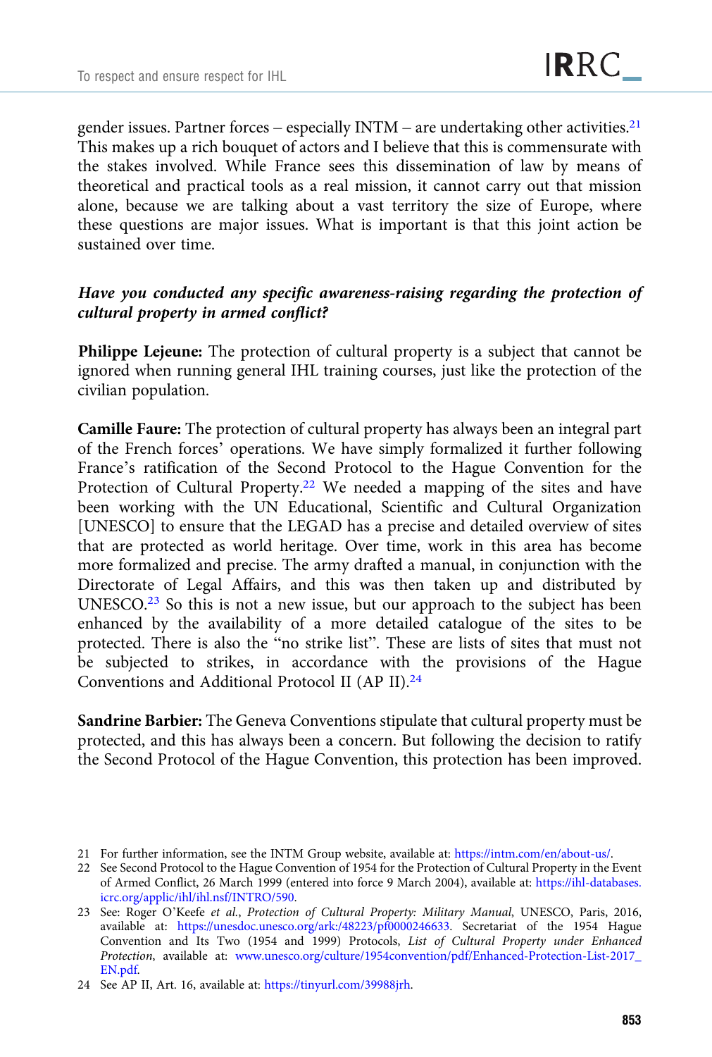gender issues. Partner forces – especially INTM – are undertaking other activities.[21] This makes up a rich bouquet of actors and I believe that this is commensurate with the stakes involved. While France sees this dissemination of law by means of theoretical and practical tools as a real mission, it cannot carry out that mission alone, because we are talking about a vast territory the size of Europe, where these questions are major issues. What is important is that this joint action be sustained over time.

***Have you conducted any specific awareness-raising regarding the protection of cultural property in armed conflict?***

**Philippe Lejeune:** The protection of cultural property is a subject that cannot be ignored when running general IHL training courses, just like the protection of the civilian population.

**Camille Faure:** The protection of cultural property has always been an integral part of the French forces' operations. We have simply formalized it further following France's ratification of the Second Protocol to the Hague Convention for the Protection of Cultural Property.[22] We needed a mapping of the sites and have been working with the UN Educational, Scientific and Cultural Organization [UNESCO] to ensure that the LEGAD has a precise and detailed overview of sites that are protected as world heritage. Over time, work in this area has become more formalized and precise. The army drafted a manual, in conjunction with the Directorate of Legal Affairs, and this was then taken up and distributed by UNESCO.[23] So this is not a new issue, but our approach to the subject has been enhanced by the availability of a more detailed catalogue of the sites to be protected. There is also the "no strike list". These are lists of sites that must not be subjected to strikes, in accordance with the provisions of the Hague Conventions and Additional Protocol II (AP II).[24]

**Sandrine Barbier:** The Geneva Conventions stipulate that cultural property must be protected, and this has always been a concern. But following the decision to ratify the Second Protocol of the Hague Convention, this protection has been improved.

---

21 For further information, see the INTM Group website, available at: https://intm.com/en/about-us/.

22 See Second Protocol to the Hague Convention of 1954 for the Protection of Cultural Property in the Event of Armed Conflict, 26 March 1999 (entered into force 9 March 2004), available at: https://ihl-databases.icrc.org/applic/ihl/ihl.nsf/INTRO/590.

23 See: Roger O'Keefe *et al.*, *Protection of Cultural Property: Military Manual*, UNESCO, Paris, 2016, available at: https://unesdoc.unesco.org/ark:/48223/pf0000246633. Secretariat of the 1954 Hague Convention and Its Two (1954 and 1999) Protocols, *List of Cultural Property under Enhanced Protection*, available at: www.unesco.org/culture/1954convention/pdf/Enhanced-Protection-List-2017_EN.pdf.

24 See AP II, Art. 16, available at: https://tinyurl.com/39988jrh.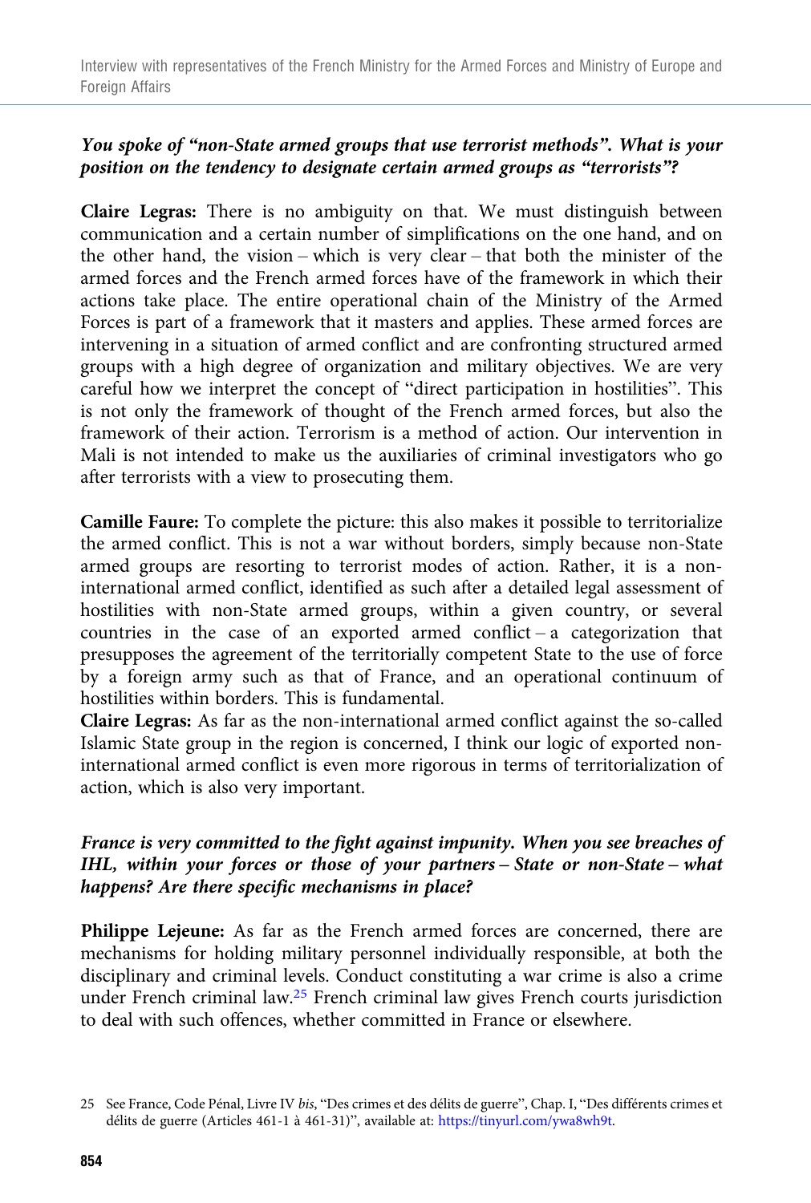***You spoke of "non-State armed groups that use terrorist methods". What is your position on the tendency to designate certain armed groups as "terrorists"?***

**Claire Legras:** There is no ambiguity on that. We must distinguish between communication and a certain number of simplifications on the one hand, and on the other hand, the vision – which is very clear – that both the minister of the armed forces and the French armed forces have of the framework in which their actions take place. The entire operational chain of the Ministry of the Armed Forces is part of a framework that it masters and applies. These armed forces are intervening in a situation of armed conflict and are confronting structured armed groups with a high degree of organization and military objectives. We are very careful how we interpret the concept of "direct participation in hostilities". This is not only the framework of thought of the French armed forces, but also the framework of their action. Terrorism is a method of action. Our intervention in Mali is not intended to make us the auxiliaries of criminal investigators who go after terrorists with a view to prosecuting them.

**Camille Faure:** To complete the picture: this also makes it possible to territorialize the armed conflict. This is not a war without borders, simply because non-State armed groups are resorting to terrorist modes of action. Rather, it is a non-international armed conflict, identified as such after a detailed legal assessment of hostilities with non-State armed groups, within a given country, or several countries in the case of an exported armed conflict – a categorization that presupposes the agreement of the territorially competent State to the use of force by a foreign army such as that of France, and an operational continuum of hostilities within borders. This is fundamental.

**Claire Legras:** As far as the non-international armed conflict against the so-called Islamic State group in the region is concerned, I think our logic of exported non-international armed conflict is even more rigorous in terms of territorialization of action, which is also very important.

***France is very committed to the fight against impunity. When you see breaches of IHL, within your forces or those of your partners – State or non-State – what happens? Are there specific mechanisms in place?***

**Philippe Lejeune:** As far as the French armed forces are concerned, there are mechanisms for holding military personnel individually responsible, at both the disciplinary and criminal levels. Conduct constituting a war crime is also a crime under French criminal law.[25] French criminal law gives French courts jurisdiction to deal with such offences, whether committed in France or elsewhere.

25 See France, Code Pénal, Livre IV *bis*, "Des crimes et des délits de guerre", Chap. I, "Des différents crimes et délits de guerre (Articles 461-1 à 461-31)", available at: https://tinyurl.com/ywa8wh9t.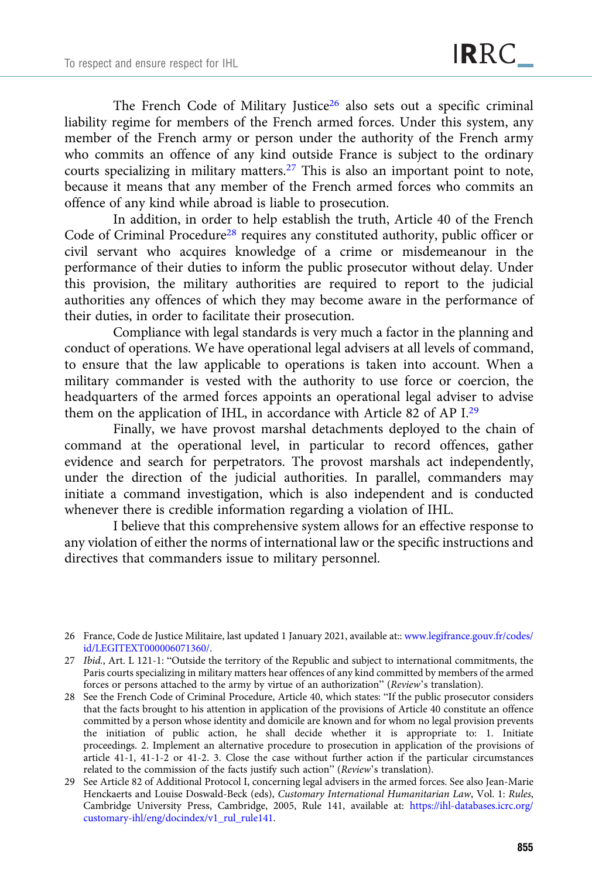The French Code of Military Justice[26] also sets out a specific criminal liability regime for members of the French armed forces. Under this system, any member of the French army or person under the authority of the French army who commits an offence of any kind outside France is subject to the ordinary courts specializing in military matters.[27] This is also an important point to note, because it means that any member of the French armed forces who commits an offence of any kind while abroad is liable to prosecution.

In addition, in order to help establish the truth, Article 40 of the French Code of Criminal Procedure[28] requires any constituted authority, public officer or civil servant who acquires knowledge of a crime or misdemeanour in the performance of their duties to inform the public prosecutor without delay. Under this provision, the military authorities are required to report to the judicial authorities any offences of which they may become aware in the performance of their duties, in order to facilitate their prosecution.

Compliance with legal standards is very much a factor in the planning and conduct of operations. We have operational legal advisers at all levels of command, to ensure that the law applicable to operations is taken into account. When a military commander is vested with the authority to use force or coercion, the headquarters of the armed forces appoints an operational legal adviser to advise them on the application of IHL, in accordance with Article 82 of AP I.[29]

Finally, we have provost marshal detachments deployed to the chain of command at the operational level, in particular to record offences, gather evidence and search for perpetrators. The provost marshals act independently, under the direction of the judicial authorities. In parallel, commanders may initiate a command investigation, which is also independent and is conducted whenever there is credible information regarding a violation of IHL.

I believe that this comprehensive system allows for an effective response to any violation of either the norms of international law or the specific instructions and directives that commanders issue to military personnel.

---

26 France, Code de Justice Militaire, last updated 1 January 2021, available at:: www.legifrance.gouv.fr/codes/id/LEGITEXT000006071360/.

27 *Ibid.*, Art. L 121-1: "Outside the territory of the Republic and subject to international commitments, the Paris courts specializing in military matters hear offences of any kind committed by members of the armed forces or persons attached to the army by virtue of an authorization" (*Review*'s translation).

28 See the French Code of Criminal Procedure, Article 40, which states: "If the public prosecutor considers that the facts brought to his attention in application of the provisions of Article 40 constitute an offence committed by a person whose identity and domicile are known and for whom no legal provision prevents the initiation of public action, he shall decide whether it is appropriate to: 1. Initiate proceedings. 2. Implement an alternative procedure to prosecution in application of the provisions of article 41-1, 41-1-2 or 41-2. 3. Close the case without further action if the particular circumstances related to the commission of the facts justify such action" (*Review*'s translation).

29 See Article 82 of Additional Protocol I, concerning legal advisers in the armed forces. See also Jean-Marie Henckaerts and Louise Doswald-Beck (eds), *Customary International Humanitarian Law*, Vol. 1: *Rules*, Cambridge University Press, Cambridge, 2005, Rule 141, available at: https://ihl-databases.icrc.org/customary-ihl/eng/docindex/v1_rul_rule141.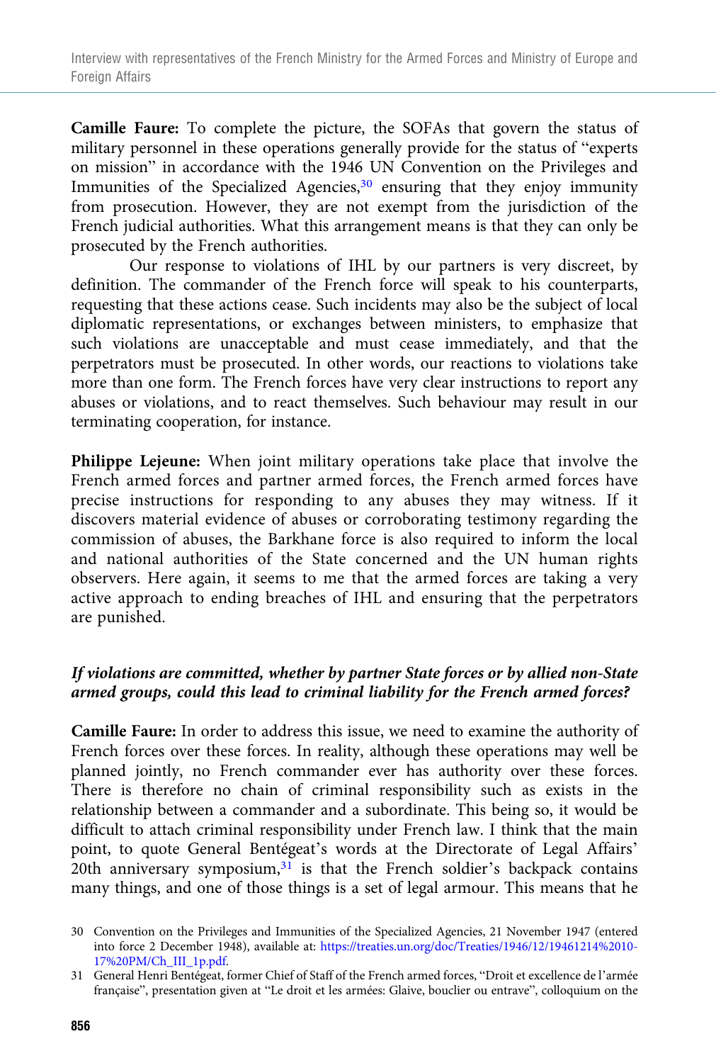**Camille Faure:** To complete the picture, the SOFAs that govern the status of military personnel in these operations generally provide for the status of "experts on mission" in accordance with the 1946 UN Convention on the Privileges and Immunities of the Specialized Agencies,[30] ensuring that they enjoy immunity from prosecution. However, they are not exempt from the jurisdiction of the French judicial authorities. What this arrangement means is that they can only be prosecuted by the French authorities.

Our response to violations of IHL by our partners is very discreet, by definition. The commander of the French force will speak to his counterparts, requesting that these actions cease. Such incidents may also be the subject of local diplomatic representations, or exchanges between ministers, to emphasize that such violations are unacceptable and must cease immediately, and that the perpetrators must be prosecuted. In other words, our reactions to violations take more than one form. The French forces have very clear instructions to report any abuses or violations, and to react themselves. Such behaviour may result in our terminating cooperation, for instance.

**Philippe Lejeune:** When joint military operations take place that involve the French armed forces and partner armed forces, the French armed forces have precise instructions for responding to any abuses they may witness. If it discovers material evidence of abuses or corroborating testimony regarding the commission of abuses, the Barkhane force is also required to inform the local and national authorities of the State concerned and the UN human rights observers. Here again, it seems to me that the armed forces are taking a very active approach to ending breaches of IHL and ensuring that the perpetrators are punished.

***If violations are committed, whether by partner State forces or by allied non-State armed groups, could this lead to criminal liability for the French armed forces?***

**Camille Faure:** In order to address this issue, we need to examine the authority of French forces over these forces. In reality, although these operations may well be planned jointly, no French commander ever has authority over these forces. There is therefore no chain of criminal responsibility such as exists in the relationship between a commander and a subordinate. This being so, it would be difficult to attach criminal responsibility under French law. I think that the main point, to quote General Bentégeat's words at the Directorate of Legal Affairs' 20th anniversary symposium,[31] is that the French soldier's backpack contains many things, and one of those things is a set of legal armour. This means that he

30 Convention on the Privileges and Immunities of the Specialized Agencies, 21 November 1947 (entered into force 2 December 1948), available at: https://treaties.un.org/doc/Treaties/1946/12/19461214%2010-17%20PM/Ch_III_1p.pdf.

31 General Henri Bentégeat, former Chief of Staff of the French armed forces, "Droit et excellence de l'armée française", presentation given at "Le droit et les armées: Glaive, bouclier ou entrave", colloquium on the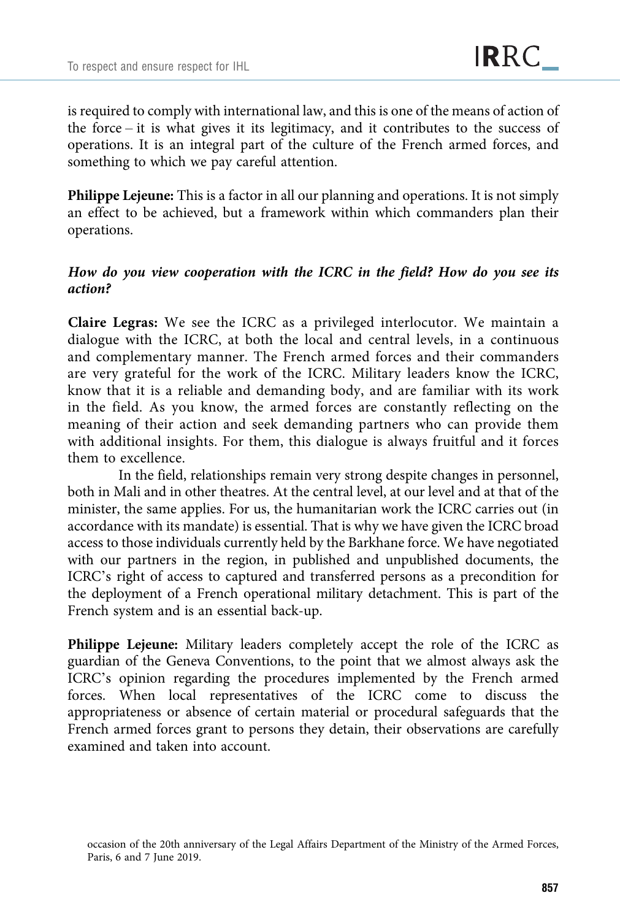is required to comply with international law, and this is one of the means of action of the force – it is what gives it its legitimacy, and it contributes to the success of operations. It is an integral part of the culture of the French armed forces, and something to which we pay careful attention.

**Philippe Lejeune:** This is a factor in all our planning and operations. It is not simply an effect to be achieved, but a framework within which commanders plan their operations.

***How do you view cooperation with the ICRC in the field? How do you see its action?***

**Claire Legras:** We see the ICRC as a privileged interlocutor. We maintain a dialogue with the ICRC, at both the local and central levels, in a continuous and complementary manner. The French armed forces and their commanders are very grateful for the work of the ICRC. Military leaders know the ICRC, know that it is a reliable and demanding body, and are familiar with its work in the field. As you know, the armed forces are constantly reflecting on the meaning of their action and seek demanding partners who can provide them with additional insights. For them, this dialogue is always fruitful and it forces them to excellence.

In the field, relationships remain very strong despite changes in personnel, both in Mali and in other theatres. At the central level, at our level and at that of the minister, the same applies. For us, the humanitarian work the ICRC carries out (in accordance with its mandate) is essential. That is why we have given the ICRC broad access to those individuals currently held by the Barkhane force. We have negotiated with our partners in the region, in published and unpublished documents, the ICRC's right of access to captured and transferred persons as a precondition for the deployment of a French operational military detachment. This is part of the French system and is an essential back-up.

**Philippe Lejeune:** Military leaders completely accept the role of the ICRC as guardian of the Geneva Conventions, to the point that we almost always ask the ICRC's opinion regarding the procedures implemented by the French armed forces. When local representatives of the ICRC come to discuss the appropriateness or absence of certain material or procedural safeguards that the French armed forces grant to persons they detain, their observations are carefully examined and taken into account.

occasion of the 20th anniversary of the Legal Affairs Department of the Ministry of the Armed Forces, Paris, 6 and 7 June 2019.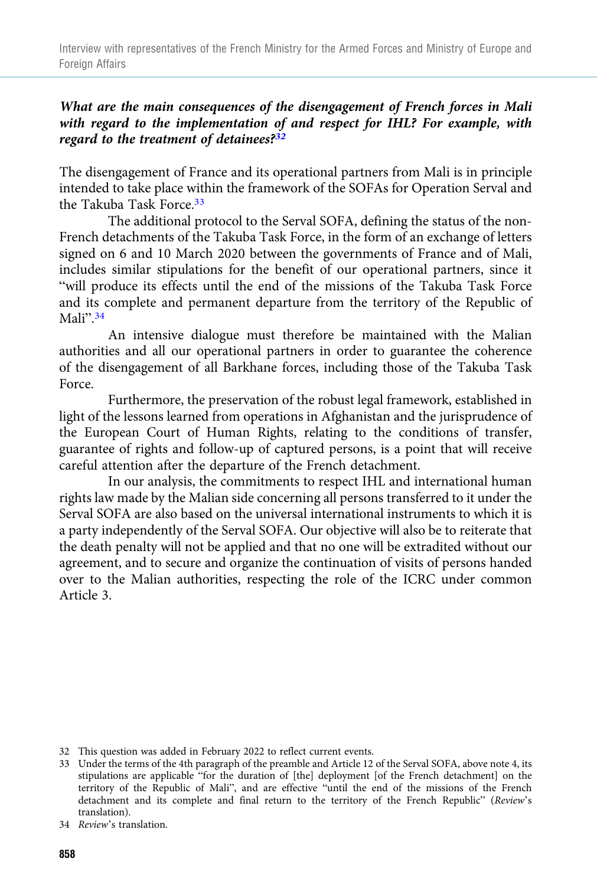***What are the main consequences of the disengagement of French forces in Mali with regard to the implementation of and respect for IHL? For example, with regard to the treatment of detainees?***[32]

The disengagement of France and its operational partners from Mali is in principle intended to take place within the framework of the SOFAs for Operation Serval and the Takuba Task Force.[33]

The additional protocol to the Serval SOFA, defining the status of the non-French detachments of the Takuba Task Force, in the form of an exchange of letters signed on 6 and 10 March 2020 between the governments of France and of Mali, includes similar stipulations for the benefit of our operational partners, since it "will produce its effects until the end of the missions of the Takuba Task Force and its complete and permanent departure from the territory of the Republic of Mali".[34]

An intensive dialogue must therefore be maintained with the Malian authorities and all our operational partners in order to guarantee the coherence of the disengagement of all Barkhane forces, including those of the Takuba Task Force.

Furthermore, the preservation of the robust legal framework, established in light of the lessons learned from operations in Afghanistan and the jurisprudence of the European Court of Human Rights, relating to the conditions of transfer, guarantee of rights and follow-up of captured persons, is a point that will receive careful attention after the departure of the French detachment.

In our analysis, the commitments to respect IHL and international human rights law made by the Malian side concerning all persons transferred to it under the Serval SOFA are also based on the universal international instruments to which it is a party independently of the Serval SOFA. Our objective will also be to reiterate that the death penalty will not be applied and that no one will be extradited without our agreement, and to secure and organize the continuation of visits of persons handed over to the Malian authorities, respecting the role of the ICRC under common Article 3.

---

32 This question was added in February 2022 to reflect current events.

33 Under the terms of the 4th paragraph of the preamble and Article 12 of the Serval SOFA, above note 4, its stipulations are applicable "for the duration of [the] deployment [of the French detachment] on the territory of the Republic of Mali", and are effective "until the end of the missions of the French detachment and its complete and final return to the territory of the French Republic" (*Review*'s translation).

34 *Review*'s translation.